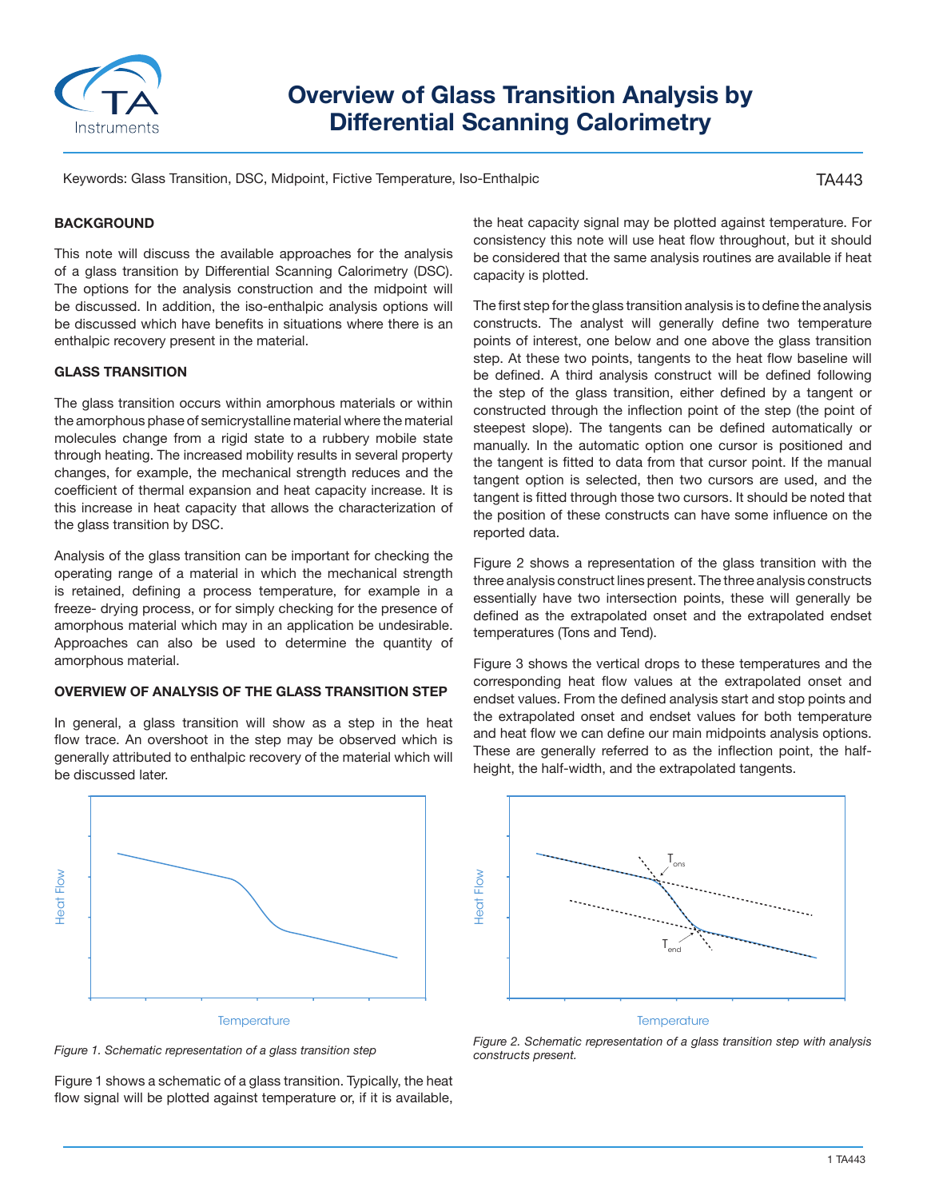# Overview of Glass Transition Analysis by Differential Scanning Calorimetry

Keywords: Glass Transition, DSC, Midpoint, Fictive Temperature, Iso-Enthalpic

TA443

## BACKGROUND

This note will discuss the available approaches for the analysis of a glass transition by Differential Scanning Calorimetry (DSC). The options for the analysis construction and the midpoint will be discussed. In addition, the iso-enthalpic analysis options will be discussed which have benefits in situations where there is an enthalpic recovery present in the material.

## GLASS TRANSITION

The glass transition occurs within amorphous materials or within the amorphous phase of semicrystalline material where the material molecules change from a rigid state to a rubbery mobile state through heating. The increased mobility results in several property changes, for example, the mechanical strength reduces and the coefficient of thermal expansion and heat capacity increase. It is this increase in heat capacity that allows the characterization of the glass transition by DSC.

Analysis of the glass transition can be important for checking the operating range of a material in which the mechanical strength is retained, defining a process temperature, for example in a freeze- drying process, or for simply checking for the presence of amorphous material which may in an application be undesirable. Approaches can also be used to determine the quantity of amorphous material.

## OVERVIEW OF ANALYSIS OF THE GLASS TRANSITION STEP

In general, a glass transition will show as a step in the heat flow trace. An overshoot in the step may be observed which is generally attributed to enthalpic recovery of the material which will be discussed later.

*Figure 1. Schematic representation of a glass transition step*

Figure 1 shows a schematic of a glass transition. Typically, the heat flow signal will be plotted against temperature or, if it is available, the heat capacity signal may be plotted against temperature. For consistency this note will use heat flow throughout, but it should be considered that the same analysis routines are available if heat capacity is plotted.

The first step for the glass transition analysis is to define the analysis constructs. The analyst will generally define two temperature points of interest, one below and one above the glass transition step. At these two points, tangents to the heat flow baseline will be defined. A third analysis construct will be defined following the step of the glass transition, either defined by a tangent or constructed through the inflection point of the step (the point of steepest slope). The tangents can be defined automatically or manually. In the automatic option one cursor is positioned and the tangent is fitted to data from that cursor point. If the manual tangent option is selected, then two cursors are used, and the tangent is fitted through those two cursors. It should be noted that the position of these constructs can have some influence on the reported data.

Figure 2 shows a representation of the glass transition with the three analysis construct lines present. The three analysis constructs essentially have two intersection points, these will generally be defined as the extrapolated onset and the extrapolated endset temperatures (Tons and Tend).

*Figure 2. Schematic representation of a glass transition step with analysis constructs present.*

Figure 3 shows the vertical drops to these temperatures and the corresponding heat flow values at the extrapolated onset and endset values. From the defined analysis start and stop points and the extrapolated onset and endset values for both temperature and heat flow we can define our main midpoints analysis options. These are generally referred to as the inflection point, the half-height, the half-width, and the extrapolated tangents.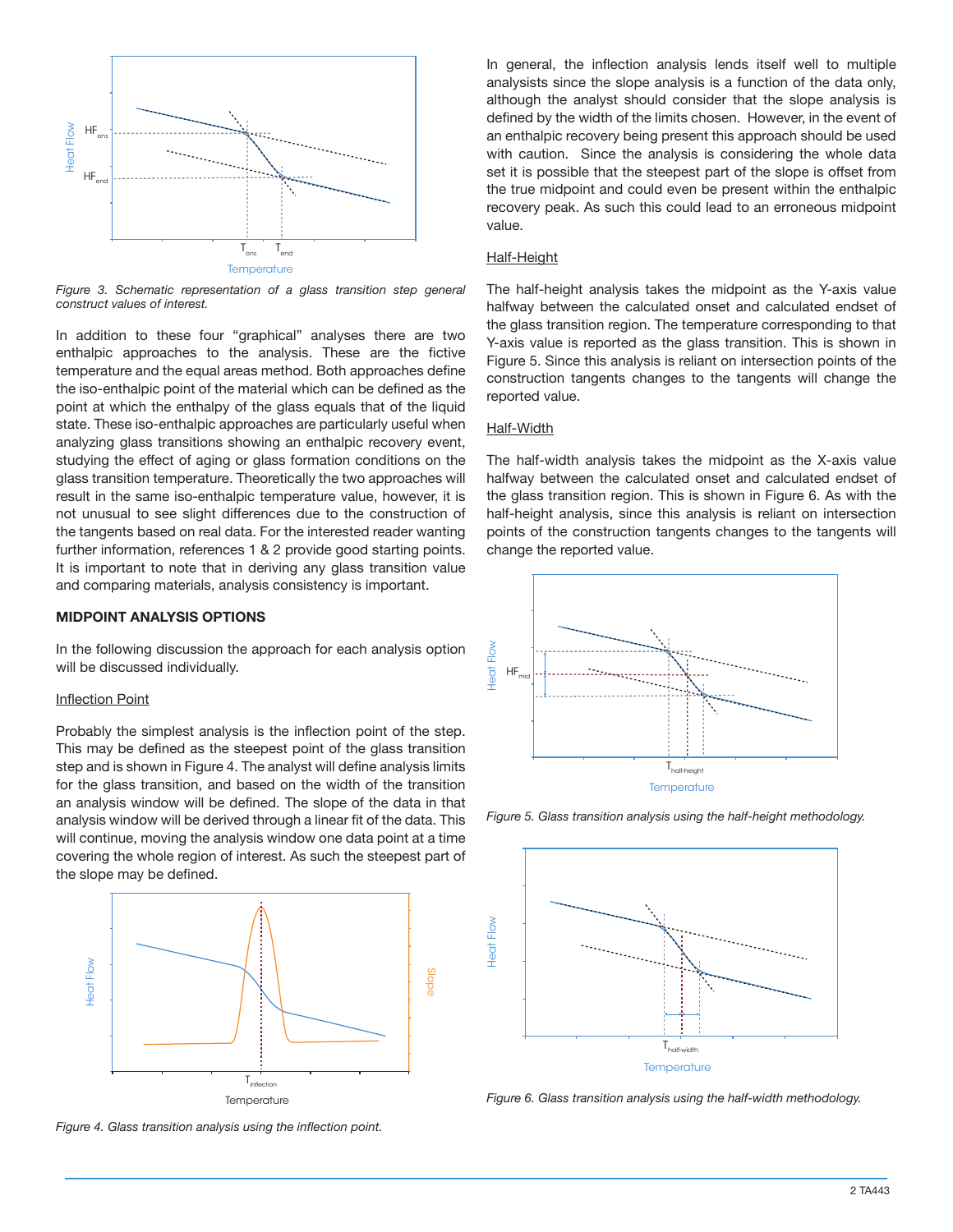*Figure 3. Schematic representation of a glass transition step general construct values of interest.*

In addition to these four "graphical" analyses there are two enthalpic approaches to the analysis. These are the fictive temperature and the equal areas method. Both approaches define the iso-enthalpic point of the material which can be defined as the point at which the enthalpy of the glass equals that of the liquid state. These iso-enthalpic approaches are particularly useful when analyzing glass transitions showing an enthalpic recovery event, studying the effect of aging or glass formation conditions on the glass transition temperature. Theoretically the two approaches will result in the same iso-enthalpic temperature value, however, it is not unusual to see slight differences due to the construction of the tangents based on real data. For the interested reader wanting further information, references 1 & 2 provide good starting points. It is important to note that in deriving any glass transition value and comparing materials, analysis consistency is important.

## MIDPOINT ANALYSIS OPTIONS

In the following discussion the approach for each analysis option will be discussed individually.

### Inflection Point

Probably the simplest analysis is the inflection point of the step. This may be defined as the steepest point of the glass transition step and is shown in Figure 4. The analyst will define analysis limits for the glass transition, and based on the width of the transition an analysis window will be defined. The slope of the data in that analysis window will be derived through a linear fit of the data. This will continue, moving the analysis window one data point at a time covering the whole region of interest. As such the steepest part of the slope may be defined.

*Figure 4. Glass transition analysis using the inflection point.*

In general, the inflection analysis lends itself well to multiple analysists since the slope analysis is a function of the data only, although the analyst should consider that the slope analysis is defined by the width of the limits chosen. However, in the event of an enthalpic recovery being present this approach should be used with caution. Since the analysis is considering the whole data set it is possible that the steepest part of the slope is offset from the true midpoint and could even be present within the enthalpic recovery peak. As such this could lead to an erroneous midpoint value.

### Half-Height

The half-height analysis takes the midpoint as the Y-axis value halfway between the calculated onset and calculated endset of the glass transition region. The temperature corresponding to that Y-axis value is reported as the glass transition. This is shown in Figure 5. Since this analysis is reliant on intersection points of the construction tangents changes to the tangents will change the reported value.

### Half-Width

The half-width analysis takes the midpoint as the X-axis value halfway between the calculated onset and calculated endset of the glass transition region. This is shown in Figure 6. As with the half-height analysis, since this analysis is reliant on intersection points of the construction tangents changes to the tangents will change the reported value.

*Figure 5. Glass transition analysis using the half-height methodology.*

*Figure 6. Glass transition analysis using the half-width methodology.*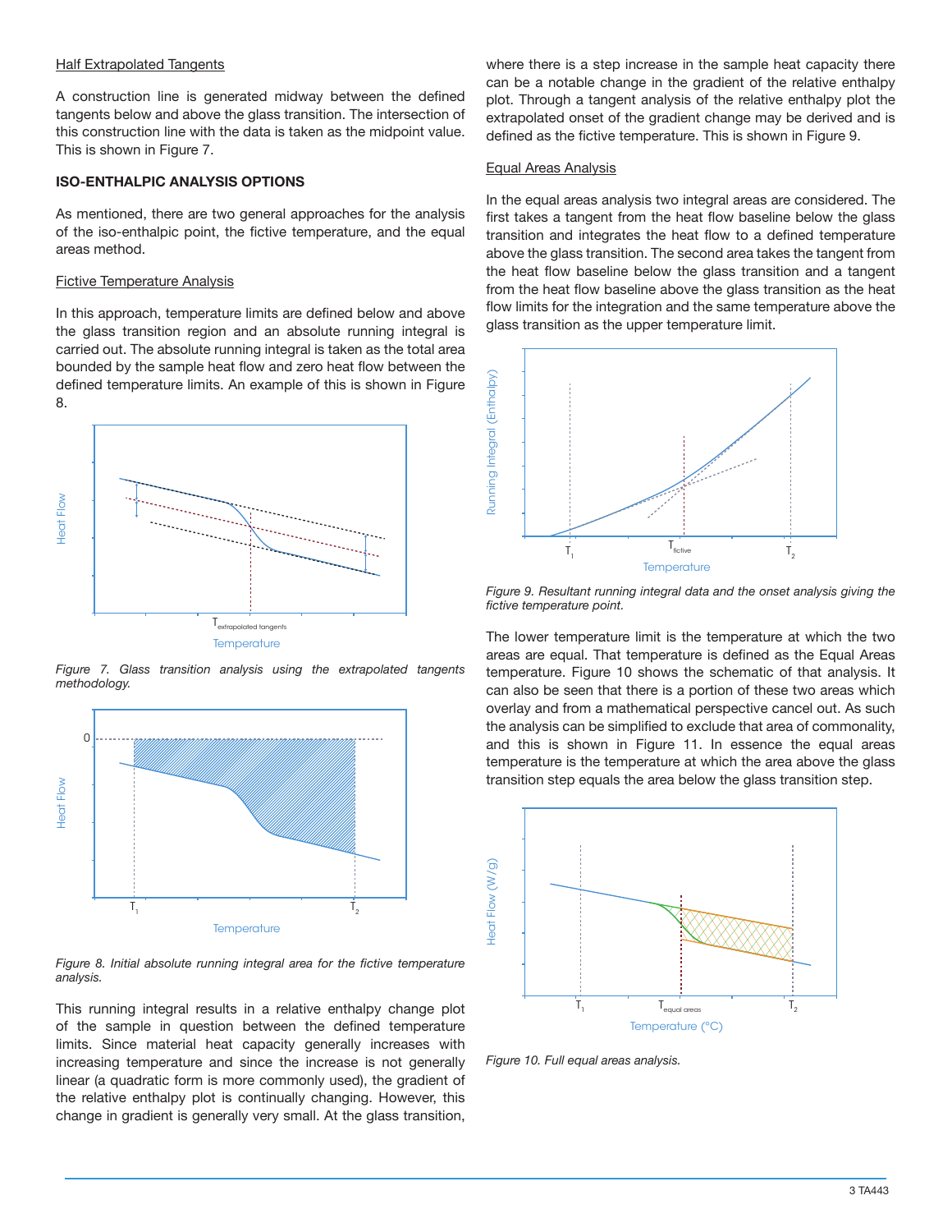### Half Extrapolated Tangents

A construction line is generated midway between the defined tangents below and above the glass transition. The intersection of this construction line with the data is taken as the midpoint value. This is shown in Figure 7.

## ISO-ENTHALPIC ANALYSIS OPTIONS

As mentioned, there are two general approaches for the analysis of the iso-enthalpic point, the fictive temperature, and the equal areas method.

### Fictive Temperature Analysis

In this approach, temperature limits are defined below and above the glass transition region and an absolute running integral is carried out. The absolute running integral is taken as the total area bounded by the sample heat flow and zero heat flow between the defined temperature limits. An example of this is shown in Figure 8.

*Figure 7. Glass transition analysis using the extrapolated tangents methodology.*

*Figure 8. Initial absolute running integral area for the fictive temperature analysis.*

This running integral results in a relative enthalpy change plot of the sample in question between the defined temperature limits. Since material heat capacity generally increases with increasing temperature and since the increase is not generally linear (a quadratic form is more commonly used), the gradient of the relative enthalpy plot is continually changing. However, this change in gradient is generally very small. At the glass transition, where there is a step increase in the sample heat capacity there can be a notable change in the gradient of the relative enthalpy plot. Through a tangent analysis of the relative enthalpy plot the extrapolated onset of the gradient change may be derived and is defined as the fictive temperature. This is shown in Figure 9.

### Equal Areas Analysis

In the equal areas analysis two integral areas are considered. The first takes a tangent from the heat flow baseline below the glass transition and integrates the heat flow to a defined temperature above the glass transition. The second area takes the tangent from the heat flow baseline below the glass transition and a tangent from the heat flow baseline above the glass transition as the heat flow limits for the integration and the same temperature above the glass transition as the upper temperature limit.

*Figure 9. Resultant running integral data and the onset analysis giving the fictive temperature point.*

The lower temperature limit is the temperature at which the two areas are equal. That temperature is defined as the Equal Areas temperature. Figure 10 shows the schematic of that analysis. It can also be seen that there is a portion of these two areas which overlay and from a mathematical perspective cancel out. As such the analysis can be simplified to exclude that area of commonality, and this is shown in Figure 11. In essence the equal areas temperature is the temperature at which the area above the glass transition step equals the area below the glass transition step.

*Figure 10. Full equal areas analysis.*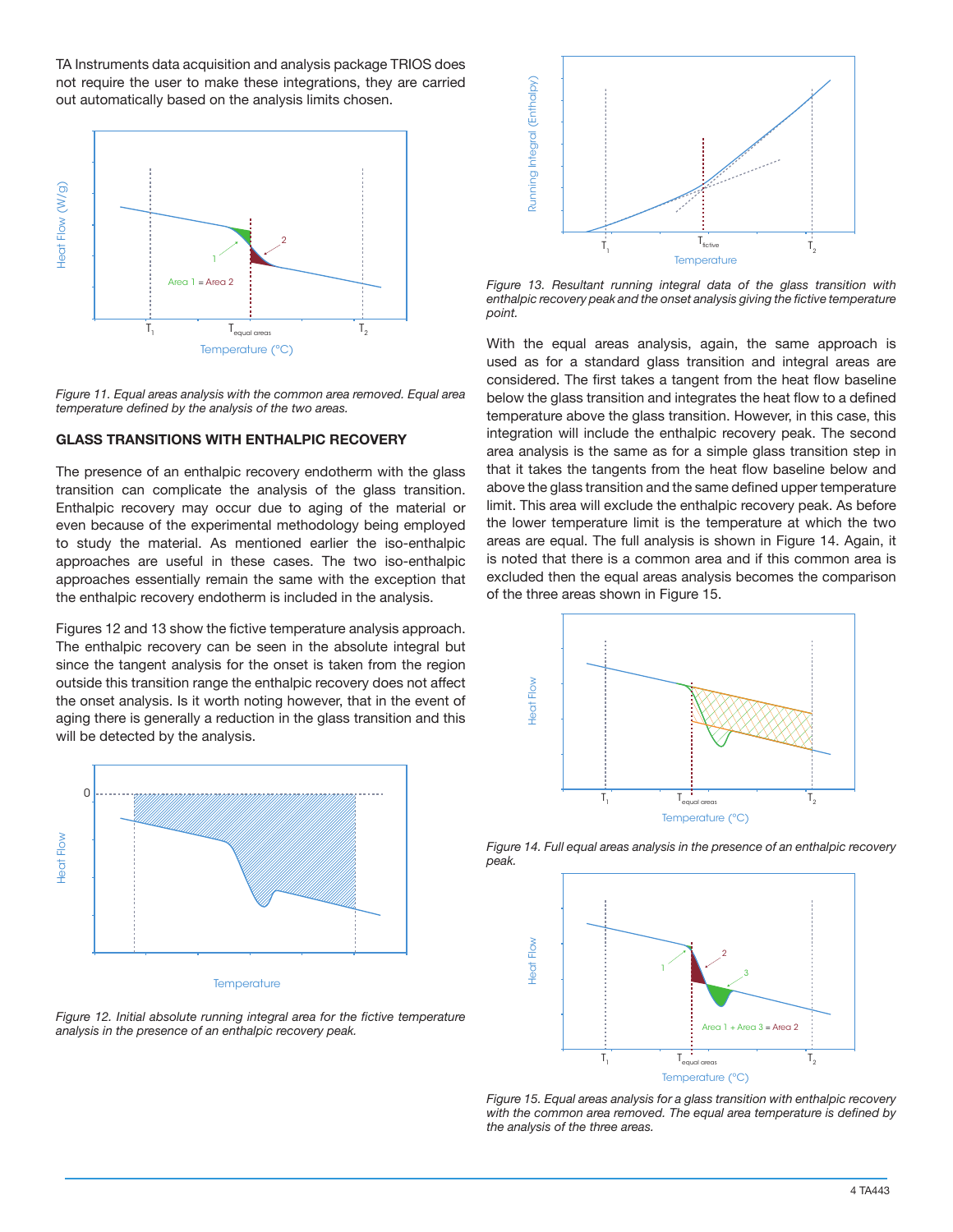TA Instruments data acquisition and analysis package TRIOS does not require the user to make these integrations, they are carried out automatically based on the analysis limits chosen.

*Figure 11. Equal areas analysis with the common area removed. Equal area temperature defined by the analysis of the two areas.*

## GLASS TRANSITIONS WITH ENTHALPIC RECOVERY

The presence of an enthalpic recovery endotherm with the glass transition can complicate the analysis of the glass transition. Enthalpic recovery may occur due to aging of the material or even because of the experimental methodology being employed to study the material. As mentioned earlier the iso-enthalpic approaches are useful in these cases. The two iso-enthalpic approaches essentially remain the same with the exception that the enthalpic recovery endotherm is included in the analysis.

Figures 12 and 13 show the fictive temperature analysis approach. The enthalpic recovery can be seen in the absolute integral but since the tangent analysis for the onset is taken from the region outside this transition range the enthalpic recovery does not affect the onset analysis. Is it worth noting however, that in the event of aging there is generally a reduction in the glass transition and this will be detected by the analysis.

*Figure 12. Initial absolute running integral area for the fictive temperature analysis in the presence of an enthalpic recovery peak.*

*Figure 13. Resultant running integral data of the glass transition with enthalpic recovery peak and the onset analysis giving the fictive temperature point.*

With the equal areas analysis, again, the same approach is used as for a standard glass transition and integral areas are considered. The first takes a tangent from the heat flow baseline below the glass transition and integrates the heat flow to a defined temperature above the glass transition. However, in this case, this integration will include the enthalpic recovery peak. The second area analysis is the same as for a simple glass transition step in that it takes the tangents from the heat flow baseline below and above the glass transition and the same defined upper temperature limit. This area will exclude the enthalpic recovery peak. As before the lower temperature limit is the temperature at which the two areas are equal. The full analysis is shown in Figure 14. Again, it is noted that there is a common area and if this common area is excluded then the equal areas analysis becomes the comparison of the three areas shown in Figure 15.

*Figure 14. Full equal areas analysis in the presence of an enthalpic recovery peak.*

*Figure 15. Equal areas analysis for a glass transition with enthalpic recovery with the common area removed. The equal area temperature is defined by the analysis of the three areas.*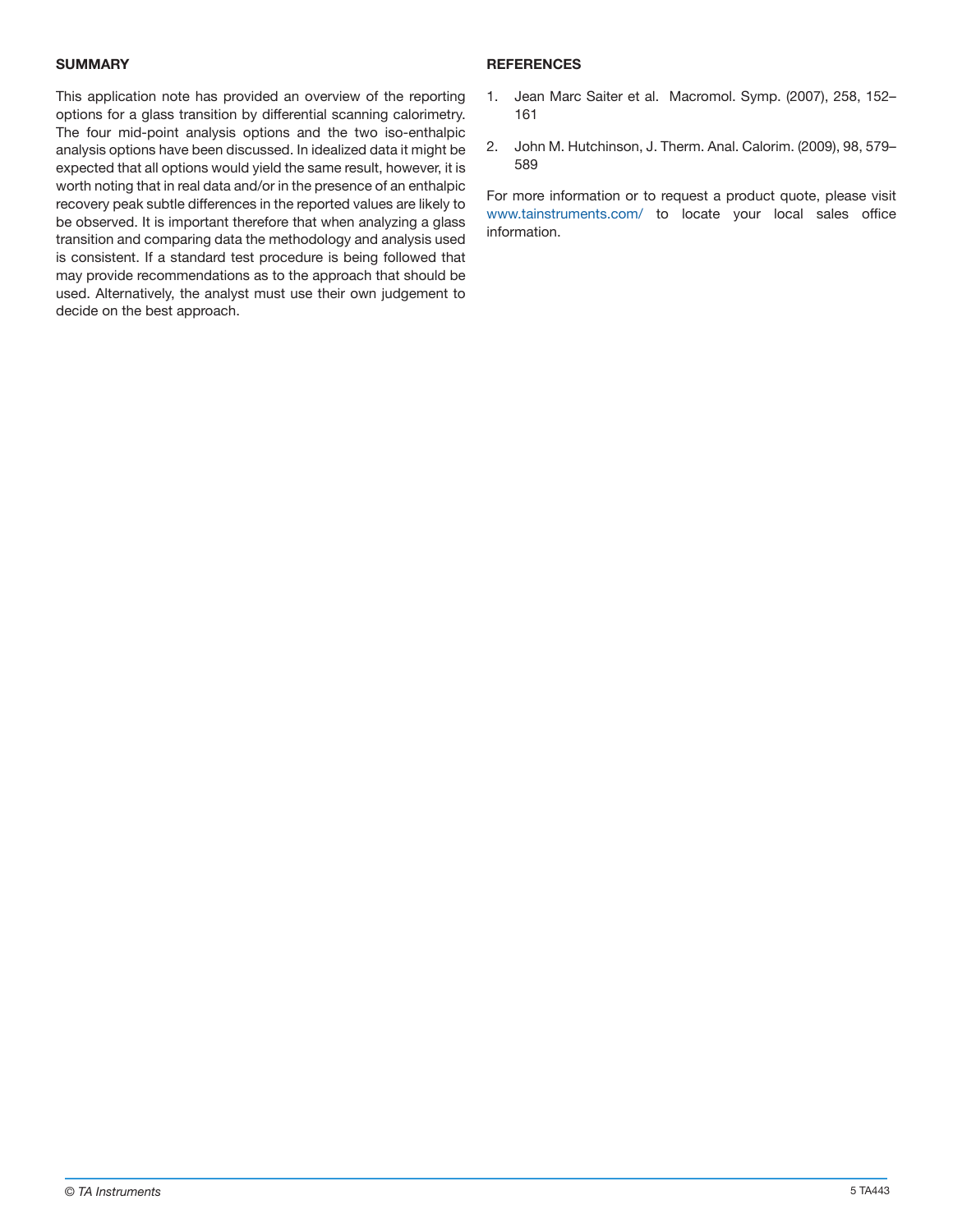## SUMMARY

This application note has provided an overview of the reporting options for a glass transition by differential scanning calorimetry. The four mid-point analysis options and the two iso-enthalpic analysis options have been discussed. In idealized data it might be expected that all options would yield the same result, however, it is worth noting that in real data and/or in the presence of an enthalpic recovery peak subtle differences in the reported values are likely to be observed. It is important therefore that when analyzing a glass transition and comparing data the methodology and analysis used is consistent. If a standard test procedure is being followed that may provide recommendations as to the approach that should be used. Alternatively, the analyst must use their own judgement to decide on the best approach.

## REFERENCES

1. Jean Marc Saiter et al. Macromol. Symp. (2007), 258, 152–161
2. John M. Hutchinson, J. Therm. Anal. Calorim. (2009), 98, 579–589

For more information or to request a product quote, please visit www.tainstruments.com/ to locate your local sales office information.